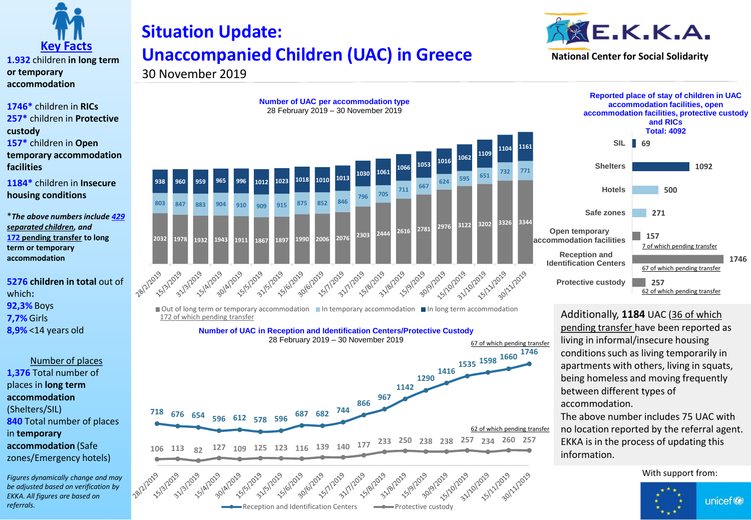# Situation Update: Unaccompanied Children (UAC) in Greece

30 November 2019

E.K.K.A. National Center for Social Solidarity

## Key Facts

**1.932** children **in long term or temporary accommodation**

**1746*** children in **RICs**

**257*** children in **Protective custody**

**157*** children in **Open temporary accommodation facilities**

**1184*** children in **Insecure housing conditions**

**The above numbers include 429 separated children, and 172 pending transfer to long term or temporary accommodation*

**5276 children in total** out of which:

**92,3%** Boys

**7,7%** Girls

**8,9%** <14 years old

Number of places

**1,376** Total number of places in **long term accommodation** (Shelters/SIL)

**840** Total number of places in **temporary accommodation** (Safe zones/Emergency hotels)

*Figures dynamically change and may be adjusted based on verification by EKKA. All figures are based on referrals.*

### Number of UAC per accommodation type

28 February 2019 – 30 November 2019

| Date | Out of long term or temporary accommodation | In temporary accommodation | In long term accommodation |
|---|---|---|---|
| 28/2/2019 | 2032 | 803 | 938 |
| 15/3/2019 | 1978 | 847 | 960 |
| 31/3/2019 | 1932 | 883 | 959 |
| 15/4/2019 | 1943 | 904 | 965 |
| 30/4/2019 | 1911 | 910 | 996 |
| 15/5/2019 | 1867 | 909 | 1012 |
| 31/5/2019 | 1897 | 915 | 1023 |
| 15/6/2019 | 1990 | 875 | 1018 |
| 30/6/2019 | 2006 | 852 | 1010 |
| 15/7/2019 | 2076 | 846 | 1013 |
| 31/7/2019 | 2303 | 796 | 1030 |
| 15/8/2019 | 2444 | 705 | 1061 |
| 31/8/2019 | 2616 | 711 | 1066 |
| 15/9/2019 | 2781 | 667 | 1053 |
| 30/9/2019 | 2976 | 624 | 1016 |
| 15/10/2019 | 3122 | 595 | 1062 |
| 31/10/2019 | 3202 | 651 | 1109 |
| 15/11/2019 | 3326 | 732 | 1104 |
| 30/11/2019 | 3344 | 771 | 1161 |

Out of long term or temporary accommodation: 172 of which pending transfer

### Reported place of stay of children in UAC accommodation facilities, open accommodation facilities, protective custody and RICs

**Total: 4092**

| Place of stay | Number |
|---|---|
| SIL | 69 |
| Shelters | 1092 |
| Hotels | 500 |
| Safe zones | 271 |
| Open temporary accommodation facilities | 157 (7 of which pending transfer) |
| Reception and Identification Centers | 1746 (67 of which pending transfer) |
| Protective custody | 257 (62 of which pending transfer) |

Additionally, **1184** UAC (36 of which pending transfer have been reported as living in informal/insecure housing conditions such as living temporarily in apartments with others, living in squats, being homeless and moving frequently between different types of accommodation.

The above number includes 75 UAC with no location reported by the referral agent. EKKA is in the process of updating this information.

### Number of UAC in Reception and Identification Centers/Protective Custody

28 February 2019 – 30 November 2019

| Date | Reception and Identification Centers | Protective custody |
|---|---|---|
| 28/2/2019 | 718 | 106 |
| 15/3/2019 | 676 | 113 |
| 31/3/2019 | 654 | 82 |
| 15/4/2019 | 596 | 127 |
| 30/4/2019 | 612 | 109 |
| 15/5/2019 | 578 | 125 |
| 31/5/2019 | 596 | 123 |
| 15/6/2019 | 687 | 116 |
| 30/6/2019 | 682 | 139 |
| 15/7/2019 | 744 | 140 |
| 31/7/2019 | 866 | 177 |
| 15/8/2019 | 967 | 233 |
| 31/8/2019 | 1142 | 250 |
| 15/9/2019 | 1290 | 238 |
| 30/9/2019 | 1416 | 238 |
| 15/10/2019 | 1535 | 257 |
| 31/10/2019 | 1598 | 234 |
| 15/11/2019 | 1660 | 260 |
| 30/11/2019 | 1746 (67 of which pending transfer) | 257 (62 of which pending transfer) |

With support from: EU, unicef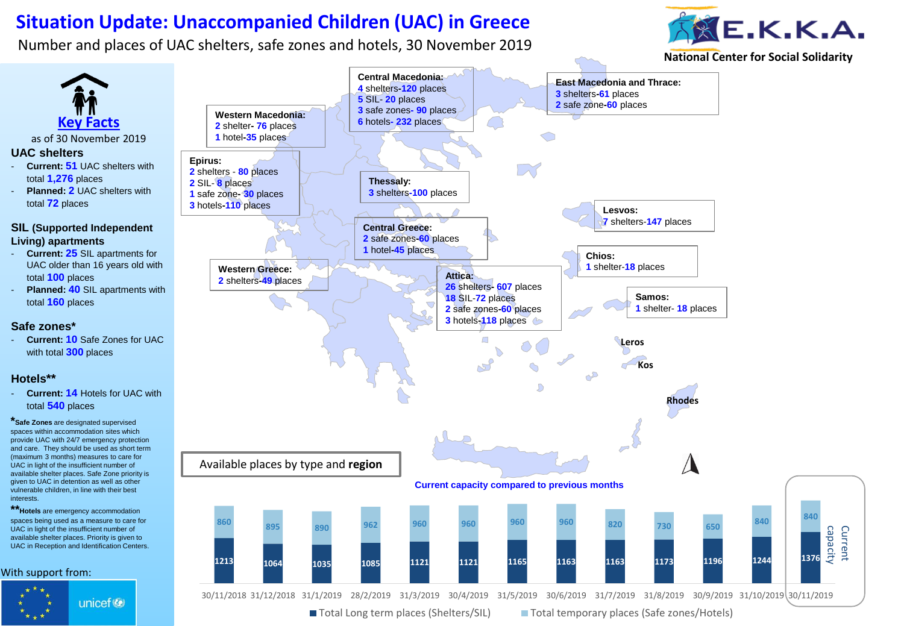# Situation Update: Unaccompanied Children (UAC) in Greece

Number and places of UAC shelters, safe zones and hotels, 30 November 2019

E.K.K.A.
National Center for Social Solidarity

## Key Facts

as of 30 November 2019

### UAC shelters

- **Current:** **51** UAC shelters with total **1,276** places
- **Planned:** **2** UAC shelters with total **72** places

### SIL (Supported Independent Living) apartments

- **Current:** **25** SIL apartments for UAC older than 16 years old with total **100** places
- **Planned:** **40** SIL apartments with total **160** places

### Safe zones*

- **Current:** **10** Safe Zones for UAC with total **300** places

### Hotels**

- **Current:** **14** Hotels for UAC with total **540** places

***Safe Zones** are designated supervised spaces within accommodation sites which provide UAC with 24/7 emergency protection and care. They should be used as short term (maximum 3 months) measures to care for UAC in light of the insufficient number of available shelter places. Safe Zone priority is given to UAC in detention as well as other vulnerable children, in line with their best interests.

****Hotels** are emergency accommodation spaces being used as a measure to care for UAC in light of the insufficient number of available shelter places. Priority is given to UAC in Reception and Identification Centers.

With support from: unicef

## Available places by type and region

**Central Macedonia:**
4 shelters-120 places
5 SIL- 20 places
3 safe zones- 90 places
6 hotels- 232 places

**East Macedonia and Thrace:**
3 shelters-61 places
2 safe zone-60 places

**Western Macedonia:**
2 shelter- 76 places
1 hotel-35 places

**Epirus:**
2 shelters - 80 places
2 SIL- 8 places
1 safe zone- 30 places
3 hotels-110 places

**Thessaly:**
3 shelters-100 places

**Lesvos:**
7 shelters-147 places

**Central Greece:**
2 safe zones-60 places
1 hotel-45 places

**Chios:**
1 shelter-18 places

**Western Greece:**
2 shelters-49 places

**Attica:**
26 shelters- 607 places
18 SIL-72 places
2 safe zones-60 places
3 hotels-118 places

**Samos:**
1 shelter- 18 places

Leros, Kos, Rhodes

## Current capacity compared to previous months

| Date | Total Long term places (Shelters/SIL) | Total temporary places (Safe zones/Hotels) |
|---|---|---|
| 30/11/2018 | 1213 | 860 |
| 31/12/2018 | 1064 | 895 |
| 31/1/2019 | 1035 | 890 |
| 28/2/2019 | 1085 | 962 |
| 31/3/2019 | 1121 | 960 |
| 30/4/2019 | 1121 | 960 |
| 31/5/2019 | 1165 | 960 |
| 30/6/2019 | 1163 | 960 |
| 31/7/2019 | 1163 | 820 |
| 31/8/2019 | 1173 | 730 |
| 30/9/2019 | 1196 | 650 |
| 31/10/2019 | 1244 | 840 |
| 30/11/2019 (Current capacity) | 1376 | 840 |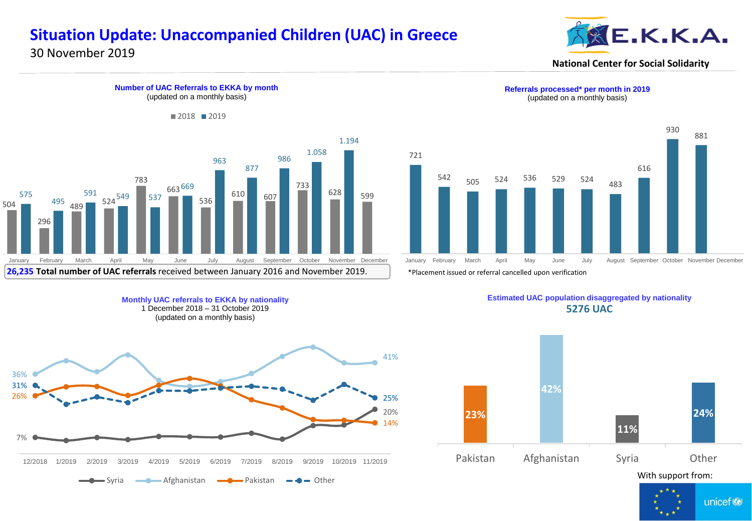# Situation Update: Unaccompanied Children (UAC) in Greece

30 November 2019

E.K.K.A.

National Center for Social Solidarity

### Number of UAC Referrals to EKKA by month

(updated on a monthly basis)

2018 2019

504 575 296 495 489 591 524 549 783 537 663 669 536 963 610 877 607 986 733 1.058 628 1.194 599

January February March April May June July August September October November December

**26,235** **Total number of UAC referrals** received between January 2016 and November 2019.

### Referrals processed* per month in 2019

(updated on a monthly basis)

721 542 505 524 536 529 524 483 616 930 881

January February March April May June July August September October November December

*Placement issued or referral cancelled upon verification

### Monthly UAC referrals to EKKA by nationality

1 December 2018 – 31 October 2019

(updated on a monthly basis)

36% 31% 26% 7%

41% 25% 20% 14%

12/2018 1/2019 2/2019 3/2019 4/2019 5/2019 6/2019 7/2019 8/2019 9/2019 10/2019 11/2019

Syria Afghanistan Pakistan Other

### Estimated UAC population disaggregated by nationality

**5276 UAC**

23% 42% 11% 24%

Pakistan Afghanistan Syria Other

With support from:

unicef